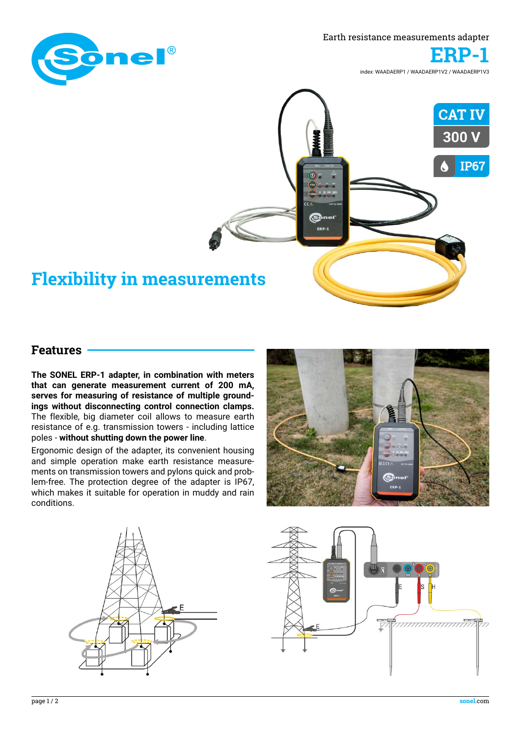Earth resistance measurements adapter

# ERP-1

index: WAADAERP1 / WAADAERP1V2 / WAADAERP1V3

CAT IV 300 V

IP67

## Flexibility in measurements

### Features

**The SONEL ERP-1 adapter, in combination with meters that can generate measurement current of 200 mA, serves for measuring of resistance of multiple groundings without disconnecting control connection clamps.** The flexible, big diameter coil allows to measure earth resistance of e.g. transmission towers - including lattice poles - **without shutting down the power line**.

Ergonomic design of the adapter, its convenient housing and simple operation make earth resistance measurements on transmission towers and pylons quick and problem-free. The protection degree of the adapter is IP67, which makes it suitable for operation in muddy and rain conditions.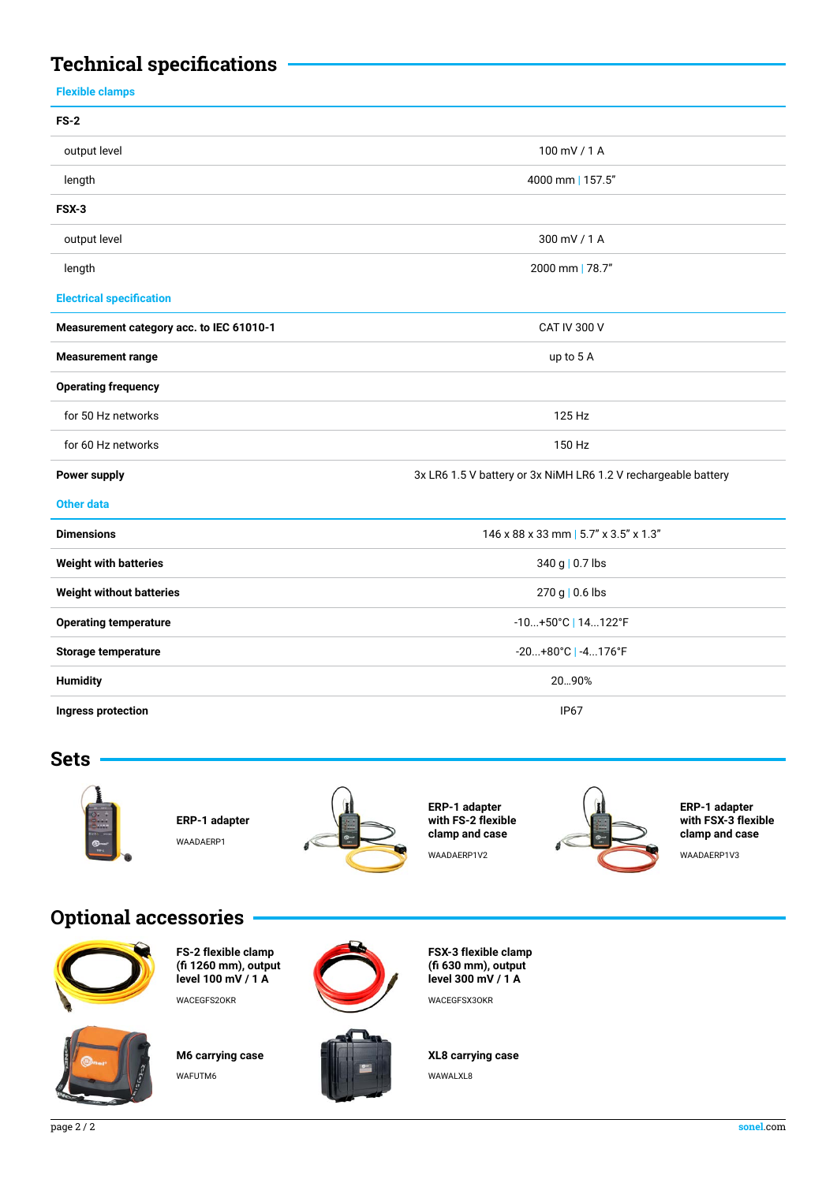## Technical specifications

| | |
|---|---|
| **Flexible clamps** | |
| **FS-2** | |
| output level | 100 mV / 1 A |
| length | 4000 mm \| 157.5" |
| **FSX-3** | |
| output level | 300 mV / 1 A |
| length | 2000 mm \| 78.7" |
| **Electrical specification** | |
| **Measurement category acc. to IEC 61010-1** | CAT IV 300 V |
| **Measurement range** | up to 5 A |
| **Operating frequency** | |
| for 50 Hz networks | 125 Hz |
| for 60 Hz networks | 150 Hz |
| **Power supply** | 3x LR6 1.5 V battery or 3x NiMH LR6 1.2 V rechargeable battery |
| **Other data** | |
| **Dimensions** | 146 x 88 x 33 mm \| 5.7" x 3.5" x 1.3" |
| **Weight with batteries** | 340 g \| 0.7 lbs |
| **Weight without batteries** | 270 g \| 0.6 lbs |
| **Operating temperature** | -10...+50°C \| 14...122°F |
| **Storage temperature** | -20...+80°C \| -4...176°F |
| **Humidity** | 20...90% |
| **Ingress protection** | IP67 |

## Sets

**ERP-1 adapter**
WAADAERP1

**ERP-1 adapter with FS-2 flexible clamp and case**
WAADAERP1V2

**ERP-1 adapter with FSX-3 flexible clamp and case**
WAADAERP1V3

## Optional accessories

**FS-2 flexible clamp (fi 1260 mm), output level 100 mV / 1 A**
WACEGFS2OKR

**FSX-3 flexible clamp (fi 630 mm), output level 300 mV / 1 A**
WACEGFSX3OKR

**M6 carrying case**
WAFUTM6

**XL8 carrying case**
WAWALXL8